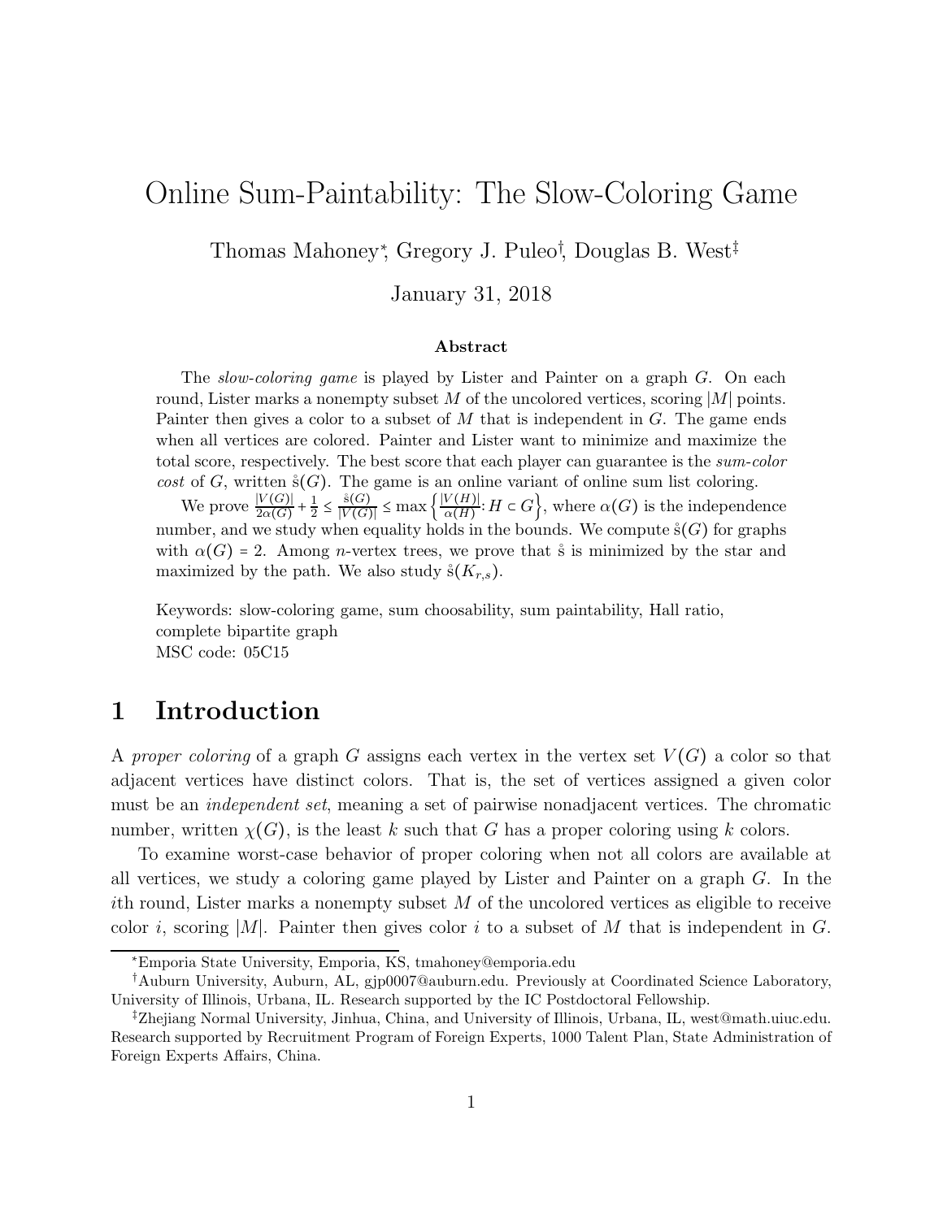# Online Sum-Paintability: The Slow-Coloring Game

Thomas Mahoney[*], Gregory J. Puleo[†], Douglas B. West[‡]

January 31, 2018

### Abstract

The *slow-coloring game* is played by Lister and Painter on a graph $G$. On each round, Lister marks a nonempty subset $M$ of the uncolored vertices, scoring $|M|$ points. Painter then gives a color to a subset of $M$ that is independent in $G$. The game ends when all vertices are colored. Painter and Lister want to minimize and maximize the total score, respectively. The best score that each player can guarantee is the *sum-color cost* of $G$, written $\mathring{s}(G)$. The game is an online variant of online sum list coloring.

We prove $\frac{|V(G)|}{2\alpha(G)} + \frac{1}{2} \le \frac{\mathring{s}(G)}{|V(G)|} \le \max\left\{\frac{|V(H)|}{\alpha(H)} : H \subseteq G\right\}$, where $\alpha(G)$ is the independence number, and we study when equality holds in the bounds. We compute $\mathring{s}(G)$ for graphs with $\alpha(G) = 2$. Among $n$-vertex trees, we prove that $\mathring{s}$ is minimized by the star and maximized by the path. We also study $\mathring{s}(K_{r,s})$.

Keywords: slow-coloring game, sum choosability, sum paintability, Hall ratio, complete bipartite graph
MSC code: 05C15

## 1 Introduction

A *proper coloring* of a graph $G$ assigns each vertex in the vertex set $V(G)$ a color so that adjacent vertices have distinct colors. That is, the set of vertices assigned a given color must be an *independent set*, meaning a set of pairwise nonadjacent vertices. The chromatic number, written $\chi(G)$, is the least $k$ such that $G$ has a proper coloring using $k$ colors.

To examine worst-case behavior of proper coloring when not all colors are available at all vertices, we study a coloring game played by Lister and Painter on a graph $G$. In the $i$th round, Lister marks a nonempty subset $M$ of the uncolored vertices as eligible to receive color $i$, scoring $|M|$. Painter then gives color $i$ to a subset of $M$ that is independent in $G$.

---

[*] Emporia State University, Emporia, KS, tmahoney@emporia.edu

[†] Auburn University, Auburn, AL, gjp0007@auburn.edu. Previously at Coordinated Science Laboratory, University of Illinois, Urbana, IL. Research supported by the IC Postdoctoral Fellowship.

[‡] Zhejiang Normal University, Jinhua, China, and University of Illinois, Urbana, IL, west@math.uiuc.edu. Research supported by Recruitment Program of Foreign Experts, 1000 Talent Plan, State Administration of Foreign Experts Affairs, China.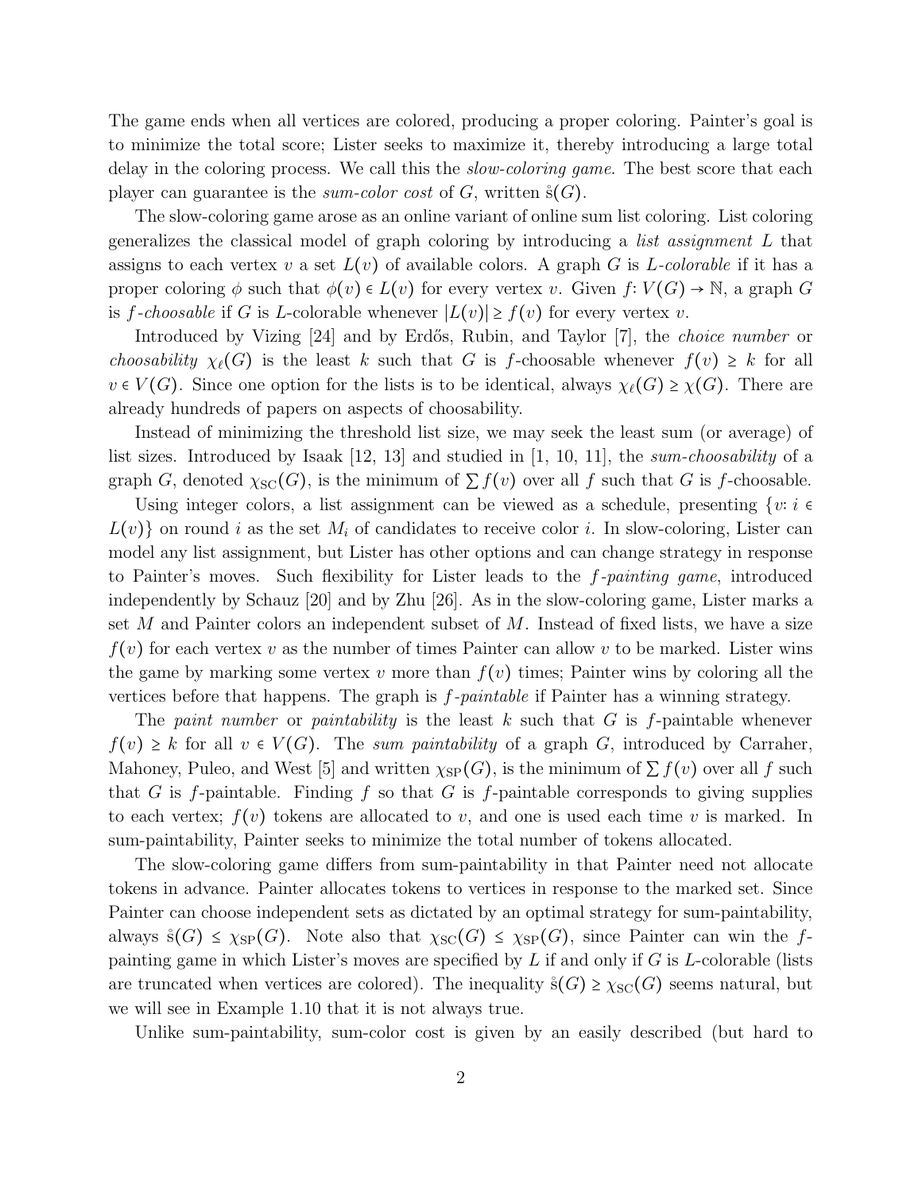The game ends when all vertices are colored, producing a proper coloring. Painter's goal is to minimize the total score; Lister seeks to maximize it, thereby introducing a large total delay in the coloring process. We call this the *slow-coloring game*. The best score that each player can guarantee is the *sum-color cost* of $G$, written $\mathring{s}(G)$.

The slow-coloring game arose as an online variant of online sum list coloring. List coloring generalizes the classical model of graph coloring by introducing a *list assignment* $L$ that assigns to each vertex $v$ a set $L(v)$ of available colors. A graph $G$ is *$L$-colorable* if it has a proper coloring $\phi$ such that $\phi(v) \in L(v)$ for every vertex $v$. Given $f\colon V(G) \to \mathbb{N}$, a graph $G$ is *$f$-choosable* if $G$ is $L$-colorable whenever $|L(v)| \geq f(v)$ for every vertex $v$.

Introduced by Vizing [24] and by Erdős, Rubin, and Taylor [7], the *choice number* or *choosability* $\chi_\ell(G)$ is the least $k$ such that $G$ is $f$-choosable whenever $f(v) \geq k$ for all $v \in V(G)$. Since one option for the lists is to be identical, always $\chi_\ell(G) \geq \chi(G)$. There are already hundreds of papers on aspects of choosability.

Instead of minimizing the threshold list size, we may seek the least sum (or average) of list sizes. Introduced by Isaak [12, 13] and studied in [1, 10, 11], the *sum-choosability* of a graph $G$, denoted $\chi_{\mathrm{SC}}(G)$, is the minimum of $\sum f(v)$ over all $f$ such that $G$ is $f$-choosable.

Using integer colors, a list assignment can be viewed as a schedule, presenting $\{v\colon i \in L(v)\}$ on round $i$ as the set $M_i$ of candidates to receive color $i$. In slow-coloring, Lister can model any list assignment, but Lister has other options and can change strategy in response to Painter's moves. Such flexibility for Lister leads to the *$f$-painting game*, introduced independently by Schauz [20] and by Zhu [26]. As in the slow-coloring game, Lister marks a set $M$ and Painter colors an independent subset of $M$. Instead of fixed lists, we have a size $f(v)$ for each vertex $v$ as the number of times Painter can allow $v$ to be marked. Lister wins the game by marking some vertex $v$ more than $f(v)$ times; Painter wins by coloring all the vertices before that happens. The graph is *$f$-paintable* if Painter has a winning strategy.

The *paint number* or *paintability* is the least $k$ such that $G$ is $f$-paintable whenever $f(v) \geq k$ for all $v \in V(G)$. The *sum paintability* of a graph $G$, introduced by Carraher, Mahoney, Puleo, and West [5] and written $\chi_{\mathrm{SP}}(G)$, is the minimum of $\sum f(v)$ over all $f$ such that $G$ is $f$-paintable. Finding $f$ so that $G$ is $f$-paintable corresponds to giving supplies to each vertex; $f(v)$ tokens are allocated to $v$, and one is used each time $v$ is marked. In sum-paintability, Painter seeks to minimize the total number of tokens allocated.

The slow-coloring game differs from sum-paintability in that Painter need not allocate tokens in advance. Painter allocates tokens to vertices in response to the marked set. Since Painter can choose independent sets as dictated by an optimal strategy for sum-paintability, always $\mathring{s}(G) \leq \chi_{\mathrm{SP}}(G)$. Note also that $\chi_{\mathrm{SC}}(G) \leq \chi_{\mathrm{SP}}(G)$, since Painter can win the $f$-painting game in which Lister's moves are specified by $L$ if and only if $G$ is $L$-colorable (lists are truncated when vertices are colored). The inequality $\mathring{s}(G) \geq \chi_{\mathrm{SC}}(G)$ seems natural, but we will see in Example 1.10 that it is not always true.

Unlike sum-paintability, sum-color cost is given by an easily described (but hard to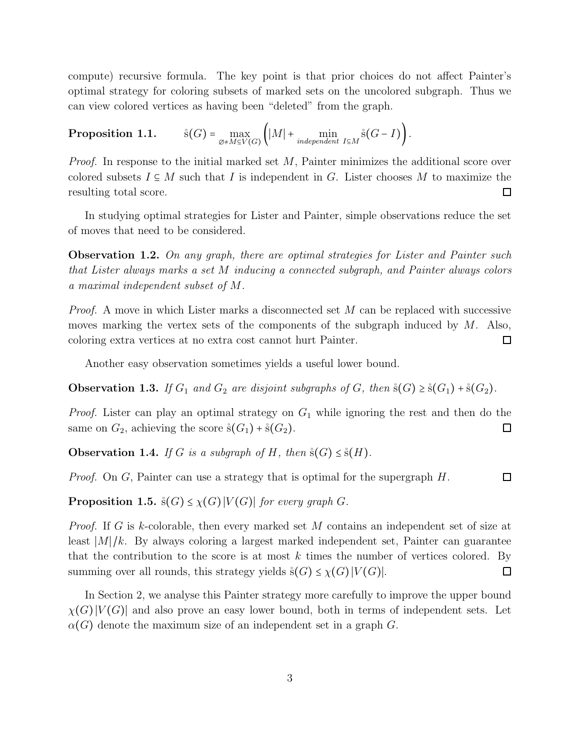compute) recursive formula. The key point is that prior choices do not affect Painter's optimal strategy for coloring subsets of marked sets on the uncolored subgraph. Thus we can view colored vertices as having been "deleted" from the graph.

**Proposition 1.1.** $$\mathring{s}(G) = \max_{\varnothing \neq M \subseteq V(G)} \left( |M| + \min_{independent \ I \subseteq M} \mathring{s}(G - I) \right).$$

*Proof.* In response to the initial marked set $M$, Painter minimizes the additional score over colored subsets $I \subseteq M$ such that $I$ is independent in $G$. Lister chooses $M$ to maximize the resulting total score. □

In studying optimal strategies for Lister and Painter, simple observations reduce the set of moves that need to be considered.

**Observation 1.2.** *On any graph, there are optimal strategies for Lister and Painter such that Lister always marks a set $M$ inducing a connected subgraph, and Painter always colors a maximal independent subset of $M$.*

*Proof.* A move in which Lister marks a disconnected set $M$ can be replaced with successive moves marking the vertex sets of the components of the subgraph induced by $M$. Also, coloring extra vertices at no extra cost cannot hurt Painter. □

Another easy observation sometimes yields a useful lower bound.

**Observation 1.3.** *If $G_1$ and $G_2$ are disjoint subgraphs of $G$, then $\mathring{s}(G) \geq \mathring{s}(G_1) + \mathring{s}(G_2)$.*

*Proof.* Lister can play an optimal strategy on $G_1$ while ignoring the rest and then do the same on $G_2$, achieving the score $\mathring{s}(G_1) + \mathring{s}(G_2)$. □

**Observation 1.4.** *If $G$ is a subgraph of $H$, then $\mathring{s}(G) \leq \mathring{s}(H)$.*

*Proof.* On $G$, Painter can use a strategy that is optimal for the supergraph $H$. □

**Proposition 1.5.** *$\mathring{s}(G) \leq \chi(G)\,|V(G)|$ for every graph $G$.*

*Proof.* If $G$ is $k$-colorable, then every marked set $M$ contains an independent set of size at least $|M|/k$. By always coloring a largest marked independent set, Painter can guarantee that the contribution to the score is at most $k$ times the number of vertices colored. By summing over all rounds, this strategy yields $\mathring{s}(G) \leq \chi(G)\,|V(G)|$. □

In Section 2, we analyse this Painter strategy more carefully to improve the upper bound $\chi(G)\,|V(G)|$ and also prove an easy lower bound, both in terms of independent sets. Let $\alpha(G)$ denote the maximum size of an independent set in a graph $G$.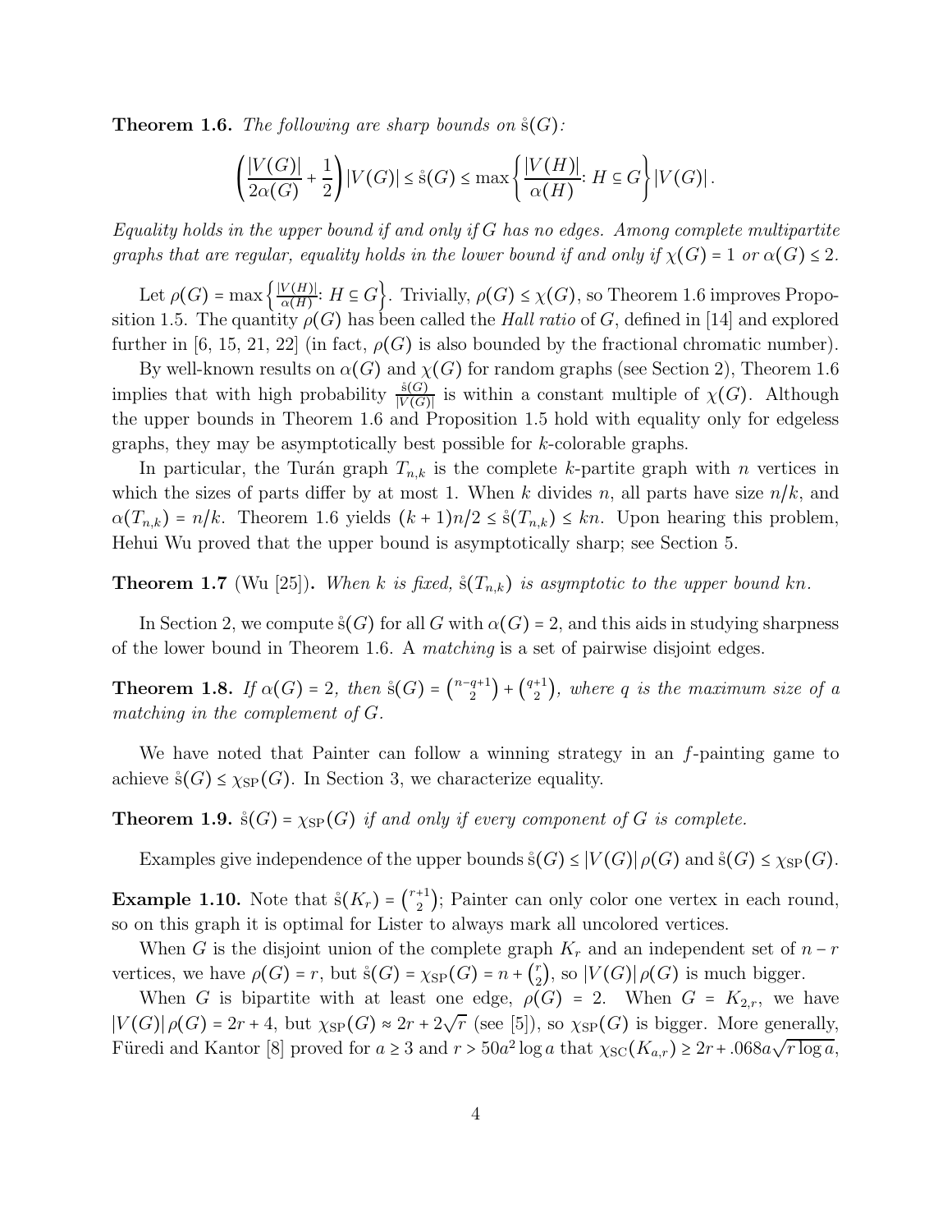**Theorem 1.6.** *The following are sharp bounds on $\mathring{s}(G)$:*

$$\left(\frac{|V(G)|}{2\alpha(G)} + \frac{1}{2}\right)|V(G)| \le \mathring{s}(G) \le \max\left\{\frac{|V(H)|}{\alpha(H)} \colon H \subseteq G\right\}|V(G)|.$$

*Equality holds in the upper bound if and only if $G$ has no edges. Among complete multipartite graphs that are regular, equality holds in the lower bound if and only if $\chi(G) = 1$ or $\alpha(G) \le 2$.*

Let $\rho(G) = \max\left\{\frac{|V(H)|}{\alpha(H)} \colon H \subseteq G\right\}$. Trivially, $\rho(G) \le \chi(G)$, so Theorem 1.6 improves Proposition 1.5. The quantity $\rho(G)$ has been called the *Hall ratio* of $G$, defined in [14] and explored further in [6, 15, 21, 22] (in fact, $\rho(G)$ is also bounded by the fractional chromatic number).

By well-known results on $\alpha(G)$ and $\chi(G)$ for random graphs (see Section 2), Theorem 1.6 implies that with high probability $\frac{\mathring{s}(G)}{|V(G)|}$ is within a constant multiple of $\chi(G)$. Although the upper bounds in Theorem 1.6 and Proposition 1.5 hold with equality only for edgeless graphs, they may be asymptotically best possible for $k$-colorable graphs.

In particular, the Turán graph $T_{n,k}$ is the complete $k$-partite graph with $n$ vertices in which the sizes of parts differ by at most 1. When $k$ divides $n$, all parts have size $n/k$, and $\alpha(T_{n,k}) = n/k$. Theorem 1.6 yields $(k+1)n/2 \le \mathring{s}(T_{n,k}) \le kn$. Upon hearing this problem, Hehui Wu proved that the upper bound is asymptotically sharp; see Section 5.

**Theorem 1.7** (Wu [25])**.** *When $k$ is fixed, $\mathring{s}(T_{n,k})$ is asymptotic to the upper bound $kn$.*

In Section 2, we compute $\mathring{s}(G)$ for all $G$ with $\alpha(G) = 2$, and this aids in studying sharpness of the lower bound in Theorem 1.6. A *matching* is a set of pairwise disjoint edges.

**Theorem 1.8.** *If $\alpha(G) = 2$, then $\mathring{s}(G) = \binom{n-q+1}{2} + \binom{q+1}{2}$, where $q$ is the maximum size of a matching in the complement of $G$.*

We have noted that Painter can follow a winning strategy in an $f$-painting game to achieve $\mathring{s}(G) \le \chi_{\mathrm{SP}}(G)$. In Section 3, we characterize equality.

**Theorem 1.9.** *$\mathring{s}(G) = \chi_{\mathrm{SP}}(G)$ if and only if every component of $G$ is complete.*

Examples give independence of the upper bounds $\mathring{s}(G) \le |V(G)|\,\rho(G)$ and $\mathring{s}(G) \le \chi_{\mathrm{SP}}(G)$.

**Example 1.10.** Note that $\mathring{s}(K_r) = \binom{r+1}{2}$; Painter can only color one vertex in each round, so on this graph it is optimal for Lister to always mark all uncolored vertices.

When $G$ is the disjoint union of the complete graph $K_r$ and an independent set of $n - r$ vertices, we have $\rho(G) = r$, but $\mathring{s}(G) = \chi_{\mathrm{SP}}(G) = n + \binom{r}{2}$, so $|V(G)|\,\rho(G)$ is much bigger.

When $G$ is bipartite with at least one edge, $\rho(G) = 2$. When $G = K_{2,r}$, we have $|V(G)|\,\rho(G) = 2r + 4$, but $\chi_{\mathrm{SP}}(G) \approx 2r + 2\sqrt{r}$ (see [5]), so $\chi_{\mathrm{SP}}(G)$ is bigger. More generally, Füredi and Kantor [8] proved for $a \ge 3$ and $r > 50a^2 \log a$ that $\chi_{\mathrm{SC}}(K_{a,r}) \ge 2r + .068a\sqrt{r \log a}$,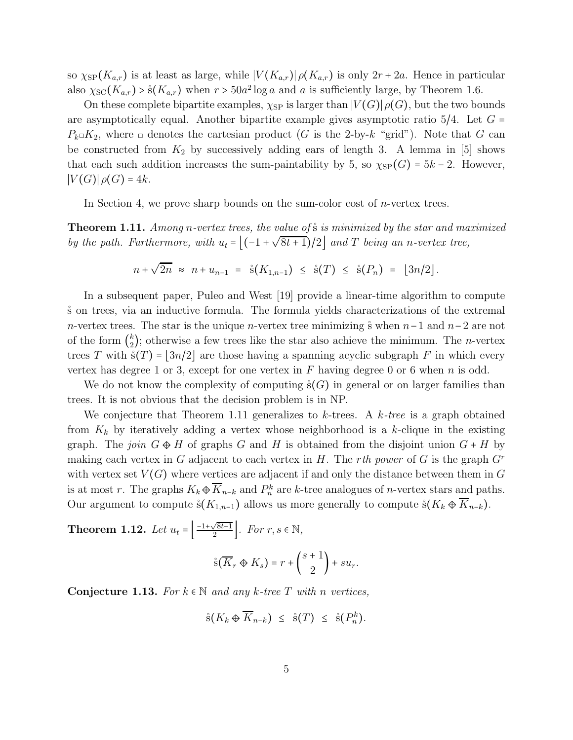so $\chi_{\mathrm{SP}}(K_{a,r})$ is at least as large, while $|V(K_{a,r})|\,\rho(K_{a,r})$ is only $2r+2a$. Hence in particular also $\chi_{\mathrm{SC}}(K_{a,r}) > \mathring{\mathrm{s}}(K_{a,r})$ when $r > 50a^2 \log a$ and $a$ is sufficiently large, by Theorem 1.6.

On these complete bipartite examples, $\chi_{\mathrm{SP}}$ is larger than $|V(G)|\,\rho(G)$, but the two bounds are asymptotically equal. Another bipartite example gives asymptotic ratio $5/4$. Let $G = P_k \square K_2$, where $\square$ denotes the cartesian product ($G$ is the 2-by-$k$ "grid"). Note that $G$ can be constructed from $K_2$ by successively adding ears of length 3. A lemma in [5] shows that each such addition increases the sum-paintability by 5, so $\chi_{\mathrm{SP}}(G) = 5k-2$. However, $|V(G)|\,\rho(G) = 4k$.

In Section 4, we prove sharp bounds on the sum-color cost of $n$-vertex trees.

**Theorem 1.11.** *Among $n$-vertex trees, the value of $\mathring{\mathrm{s}}$ is minimized by the star and maximized by the path. Furthermore, with $u_t = \lfloor (-1+\sqrt{8t+1})/2 \rfloor$ and $T$ being an $n$-vertex tree,*

$$n + \sqrt{2n} \;\approx\; n + u_{n-1} \;=\; \mathring{\mathrm{s}}(K_{1,n-1}) \;\le\; \mathring{\mathrm{s}}(T) \;\le\; \mathring{\mathrm{s}}(P_n) \;=\; \lfloor 3n/2 \rfloor.$$

In a subsequent paper, Puleo and West [19] provide a linear-time algorithm to compute $\mathring{\mathrm{s}}$ on trees, via an inductive formula. The formula yields characterizations of the extremal $n$-vertex trees. The star is the unique $n$-vertex tree minimizing $\mathring{\mathrm{s}}$ when $n-1$ and $n-2$ are not of the form $\binom{k}{2}$; otherwise a few trees like the star also achieve the minimum. The $n$-vertex trees $T$ with $\mathring{\mathrm{s}}(T) = \lfloor 3n/2 \rfloor$ are those having a spanning acyclic subgraph $F$ in which every vertex has degree 1 or 3, except for one vertex in $F$ having degree 0 or 6 when $n$ is odd.

We do not know the complexity of computing $\mathring{\mathrm{s}}(G)$ in general or on larger families than trees. It is not obvious that the decision problem is in NP.

We conjecture that Theorem 1.11 generalizes to $k$-trees. A *$k$-tree* is a graph obtained from $K_k$ by iteratively adding a vertex whose neighborhood is a $k$-clique in the existing graph. The *join* $G \oplus H$ of graphs $G$ and $H$ is obtained from the disjoint union $G+H$ by making each vertex in $G$ adjacent to each vertex in $H$. The *$r$th power* of $G$ is the graph $G^r$ with vertex set $V(G)$ where vertices are adjacent if and only the distance between them in $G$ is at most $r$. The graphs $K_k \oplus \overline{K}_{n-k}$ and $P_n^k$ are $k$-tree analogues of $n$-vertex stars and paths. Our argument to compute $\mathring{\mathrm{s}}(K_{1,n-1})$ allows us more generally to compute $\mathring{\mathrm{s}}(K_k \oplus \overline{K}_{n-k})$.

**Theorem 1.12.** *Let $u_t = \left\lfloor \frac{-1+\sqrt{8t+1}}{2} \right\rfloor$. For $r, s \in \mathbb{N}$,*

$$\mathring{\mathrm{s}}(\overline{K}_r \oplus K_s) = r + \binom{s+1}{2} + s u_r.$$

**Conjecture 1.13.** *For $k \in \mathbb{N}$ and any $k$-tree $T$ with $n$ vertices,*

$$\mathring{\mathrm{s}}(K_k \oplus \overline{K}_{n-k}) \;\le\; \mathring{\mathrm{s}}(T) \;\le\; \mathring{\mathrm{s}}(P_n^k).$$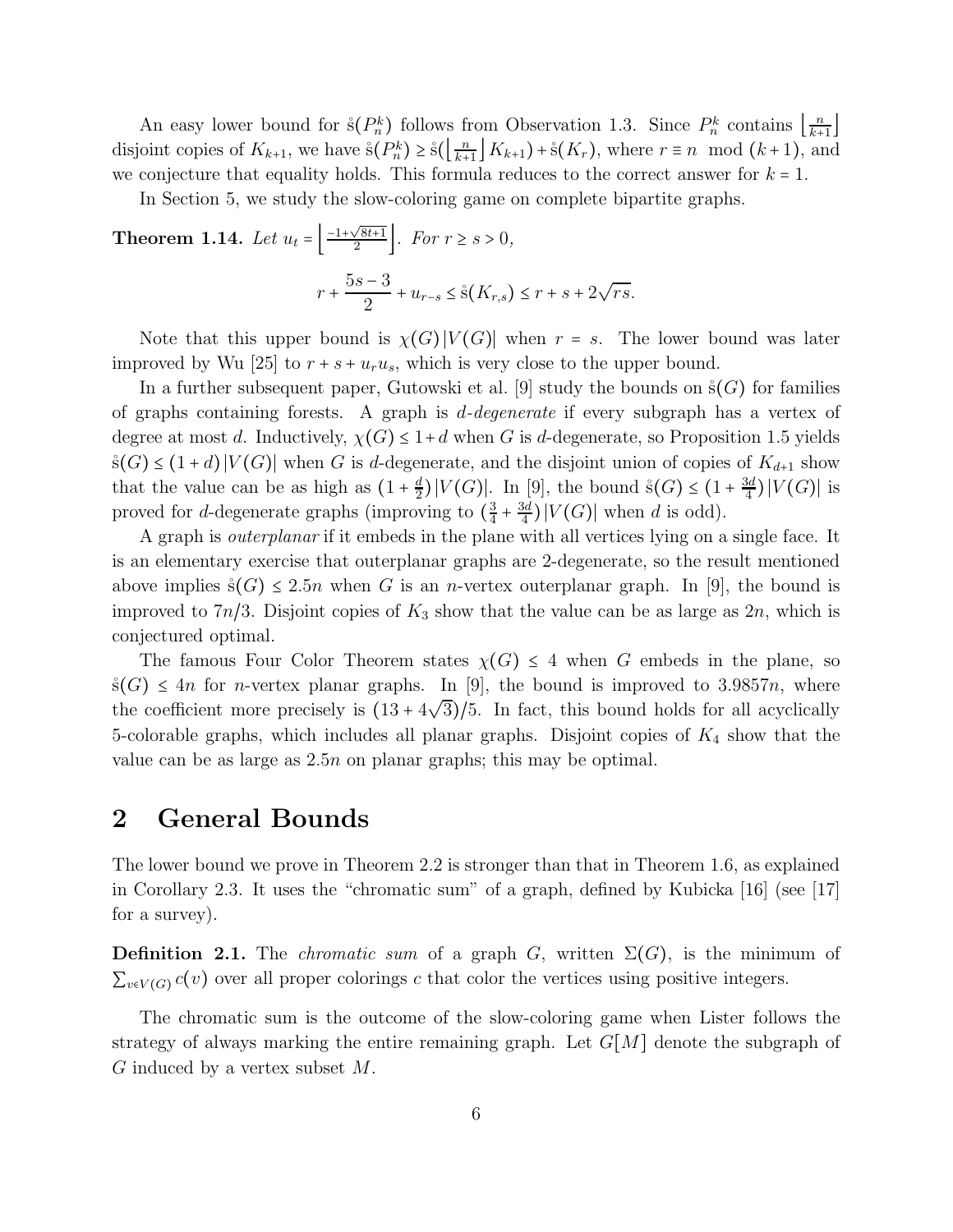An easy lower bound for $\mathring{s}(P_n^k)$ follows from Observation 1.3. Since $P_n^k$ contains $\lfloor \frac{n}{k+1} \rfloor$ disjoint copies of $K_{k+1}$, we have $\mathring{s}(P_n^k) \geq \mathring{s}(\lfloor \frac{n}{k+1} \rfloor K_{k+1}) + \mathring{s}(K_r)$, where $r \equiv n \mod (k+1)$, and we conjecture that equality holds. This formula reduces to the correct answer for $k = 1$.

In Section 5, we study the slow-coloring game on complete bipartite graphs.

**Theorem 1.14.** *Let $u_t = \left\lfloor \frac{-1+\sqrt{8t+1}}{2} \right\rfloor$. For $r \geq s > 0$,*

$$r + \frac{5s-3}{2} + u_{r-s} \leq \mathring{s}(K_{r,s}) \leq r + s + 2\sqrt{rs}.$$

Note that this upper bound is $\chi(G)\,|V(G)|$ when $r = s$. The lower bound was later improved by Wu [25] to $r + s + u_r u_s$, which is very close to the upper bound.

In a further subsequent paper, Gutowski et al. [9] study the bounds on $\mathring{s}(G)$ for families of graphs containing forests. A graph is *$d$-degenerate* if every subgraph has a vertex of degree at most $d$. Inductively, $\chi(G) \leq 1 + d$ when $G$ is $d$-degenerate, so Proposition 1.5 yields $\mathring{s}(G) \leq (1+d)\,|V(G)|$ when $G$ is $d$-degenerate, and the disjoint union of copies of $K_{d+1}$ show that the value can be as high as $(1 + \frac{d}{2})\,|V(G)|$. In [9], the bound $\mathring{s}(G) \leq (1 + \frac{3d}{4})\,|V(G)|$ is proved for $d$-degenerate graphs (improving to $(\frac{3}{4} + \frac{3d}{4})\,|V(G)|$ when $d$ is odd).

A graph is *outerplanar* if it embeds in the plane with all vertices lying on a single face. It is an elementary exercise that outerplanar graphs are 2-degenerate, so the result mentioned above implies $\mathring{s}(G) \leq 2.5n$ when $G$ is an $n$-vertex outerplanar graph. In [9], the bound is improved to $7n/3$. Disjoint copies of $K_3$ show that the value can be as large as $2n$, which is conjectured optimal.

The famous Four Color Theorem states $\chi(G) \leq 4$ when $G$ embeds in the plane, so $\mathring{s}(G) \leq 4n$ for $n$-vertex planar graphs. In [9], the bound is improved to $3.9857n$, where the coefficient more precisely is $(13 + 4\sqrt{3})/5$. In fact, this bound holds for all acyclically 5-colorable graphs, which includes all planar graphs. Disjoint copies of $K_4$ show that the value can be as large as $2.5n$ on planar graphs; this may be optimal.

## 2 General Bounds

The lower bound we prove in Theorem 2.2 is stronger than that in Theorem 1.6, as explained in Corollary 2.3. It uses the "chromatic sum" of a graph, defined by Kubicka [16] (see [17] for a survey).

**Definition 2.1.** The *chromatic sum* of a graph $G$, written $\Sigma(G)$, is the minimum of $\sum_{v \in V(G)} c(v)$ over all proper colorings $c$ that color the vertices using positive integers.

The chromatic sum is the outcome of the slow-coloring game when Lister follows the strategy of always marking the entire remaining graph. Let $G[M]$ denote the subgraph of $G$ induced by a vertex subset $M$.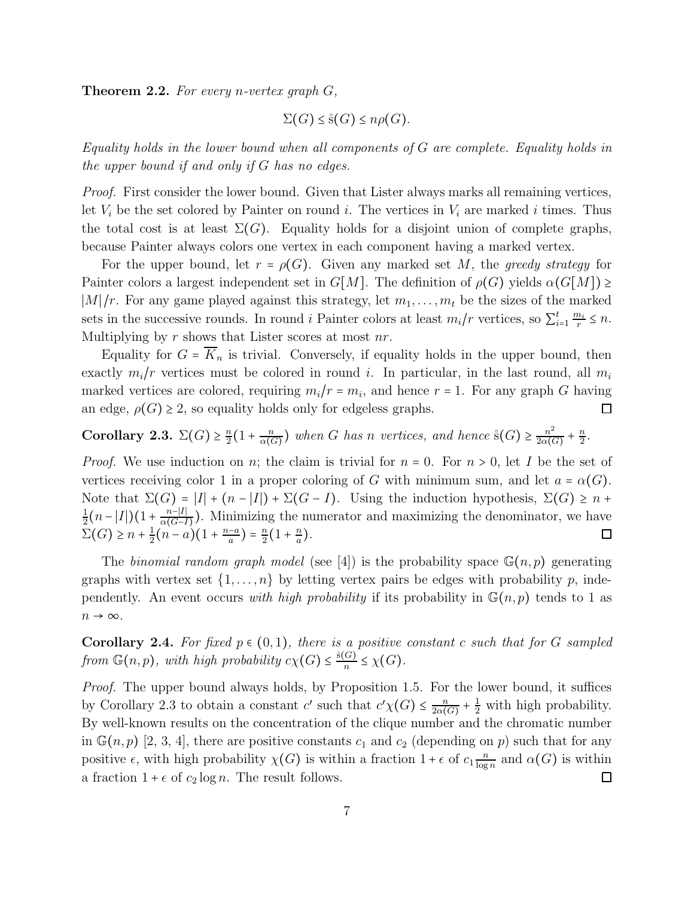**Theorem 2.2.** *For every $n$-vertex graph $G$,*

$$\Sigma(G) \le \mathring{\mathrm{s}}(G) \le n\rho(G).$$

*Equality holds in the lower bound when all components of $G$ are complete. Equality holds in the upper bound if and only if $G$ has no edges.*

*Proof.* First consider the lower bound. Given that Lister always marks all remaining vertices, let $V_i$ be the set colored by Painter on round $i$. The vertices in $V_i$ are marked $i$ times. Thus the total cost is at least $\Sigma(G)$. Equality holds for a disjoint union of complete graphs, because Painter always colors one vertex in each component having a marked vertex.

For the upper bound, let $r = \rho(G)$. Given any marked set $M$, the *greedy strategy* for Painter colors a largest independent set in $G[M]$. The definition of $\rho(G)$ yields $\alpha(G[M]) \ge |M|/r$. For any game played against this strategy, let $m_1, \dots, m_t$ be the sizes of the marked sets in the successive rounds. In round $i$ Painter colors at least $m_i/r$ vertices, so $\sum_{i=1}^{t} \frac{m_i}{r} \le n$. Multiplying by $r$ shows that Lister scores at most $nr$.

Equality for $G = \overline{K}_n$ is trivial. Conversely, if equality holds in the upper bound, then exactly $m_i/r$ vertices must be colored in round $i$. In particular, in the last round, all $m_i$ marked vertices are colored, requiring $m_i/r = m_i$, and hence $r = 1$. For any graph $G$ having an edge, $\rho(G) \ge 2$, so equality holds only for edgeless graphs. □

**Corollary 2.3.** $\Sigma(G) \ge \frac{n}{2}(1 + \frac{n}{\alpha(G)})$ *when $G$ has $n$ vertices, and hence* $\mathring{\mathrm{s}}(G) \ge \frac{n^2}{2\alpha(G)} + \frac{n}{2}$.

*Proof.* We use induction on $n$; the claim is trivial for $n = 0$. For $n > 0$, let $I$ be the set of vertices receiving color 1 in a proper coloring of $G$ with minimum sum, and let $a = \alpha(G)$. Note that $\Sigma(G) = |I| + (n - |I|) + \Sigma(G - I)$. Using the induction hypothesis, $\Sigma(G) \ge n + \frac{1}{2}(n - |I|)(1 + \frac{n-|I|}{\alpha(G-I)})$. Minimizing the numerator and maximizing the denominator, we have $\Sigma(G) \ge n + \frac{1}{2}(n-a)(1 + \frac{n-a}{a}) = \frac{n}{2}(1 + \frac{n}{a})$. □

The *binomial random graph model* (see [4]) is the probability space $\mathbb{G}(n,p)$ generating graphs with vertex set $\{1, \dots, n\}$ by letting vertex pairs be edges with probability $p$, independently. An event occurs *with high probability* if its probability in $\mathbb{G}(n,p)$ tends to 1 as $n \to \infty$.

**Corollary 2.4.** *For fixed $p \in (0,1)$, there is a positive constant $c$ such that for $G$ sampled from $\mathbb{G}(n,p)$, with high probability* $c\chi(G) \le \frac{\mathring{\mathrm{s}}(G)}{n} \le \chi(G)$.

*Proof.* The upper bound always holds, by Proposition 1.5. For the lower bound, it suffices by Corollary 2.3 to obtain a constant $c'$ such that $c'\chi(G) \le \frac{n}{2\alpha(G)} + \frac{1}{2}$ with high probability. By well-known results on the concentration of the clique number and the chromatic number in $\mathbb{G}(n,p)$ [2, 3, 4], there are positive constants $c_1$ and $c_2$ (depending on $p$) such that for any positive $\epsilon$, with high probability $\chi(G)$ is within a fraction $1+\epsilon$ of $c_1 \frac{n}{\log n}$ and $\alpha(G)$ is within a fraction $1 + \epsilon$ of $c_2 \log n$. The result follows. □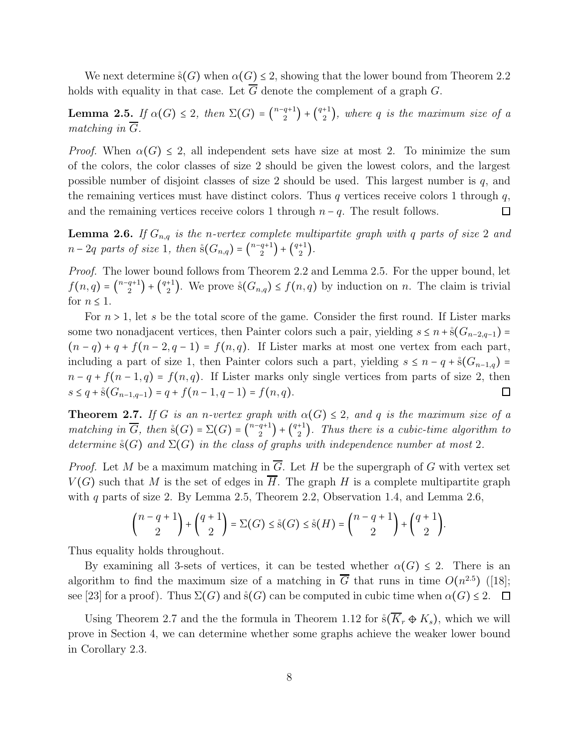We next determine $\mathring{s}(G)$ when $\alpha(G) \le 2$, showing that the lower bound from Theorem 2.2 holds with equality in that case. Let $\overline{G}$ denote the complement of a graph $G$.

**Lemma 2.5.** *If $\alpha(G) \le 2$, then $\Sigma(G) = \binom{n-q+1}{2} + \binom{q+1}{2}$, where $q$ is the maximum size of a matching in $\overline{G}$.*

*Proof.* When $\alpha(G) \le 2$, all independent sets have size at most 2. To minimize the sum of the colors, the color classes of size 2 should be given the lowest colors, and the largest possible number of disjoint classes of size 2 should be used. This largest number is $q$, and the remaining vertices must have distinct colors. Thus $q$ vertices receive colors 1 through $q$, and the remaining vertices receive colors 1 through $n-q$. The result follows. □

**Lemma 2.6.** *If $G_{n,q}$ is the $n$-vertex complete multipartite graph with $q$ parts of size 2 and $n-2q$ parts of size 1, then $\mathring{s}(G_{n,q}) = \binom{n-q+1}{2} + \binom{q+1}{2}$.*

*Proof.* The lower bound follows from Theorem 2.2 and Lemma 2.5. For the upper bound, let $f(n,q) = \binom{n-q+1}{2} + \binom{q+1}{2}$. We prove $\mathring{s}(G_{n,q}) \le f(n,q)$ by induction on $n$. The claim is trivial for $n \le 1$.

For $n > 1$, let $s$ be the total score of the game. Consider the first round. If Lister marks some two nonadjacent vertices, then Painter colors such a pair, yielding $s \le n + \mathring{s}(G_{n-2,q-1}) = (n-q) + q + f(n-2,q-1) = f(n,q)$. If Lister marks at most one vertex from each part, including a part of size 1, then Painter colors such a part, yielding $s \le n-q+\mathring{s}(G_{n-1,q}) = n-q+f(n-1,q) = f(n,q)$. If Lister marks only single vertices from parts of size 2, then $s \le q + \mathring{s}(G_{n-1,q-1}) = q + f(n-1,q-1) = f(n,q)$. □

**Theorem 2.7.** *If $G$ is an $n$-vertex graph with $\alpha(G) \le 2$, and $q$ is the maximum size of a matching in $\overline{G}$, then $\mathring{s}(G) = \Sigma(G) = \binom{n-q+1}{2} + \binom{q+1}{2}$. Thus there is a cubic-time algorithm to determine $\mathring{s}(G)$ and $\Sigma(G)$ in the class of graphs with independence number at most 2.*

*Proof.* Let $M$ be a maximum matching in $\overline{G}$. Let $H$ be the supergraph of $G$ with vertex set $V(G)$ such that $M$ is the set of edges in $\overline{H}$. The graph $H$ is a complete multipartite graph with $q$ parts of size 2. By Lemma 2.5, Theorem 2.2, Observation 1.4, and Lemma 2.6,

$$\binom{n-q+1}{2} + \binom{q+1}{2} = \Sigma(G) \le \mathring{s}(G) \le \mathring{s}(H) = \binom{n-q+1}{2} + \binom{q+1}{2}.$$

Thus equality holds throughout.

By examining all 3-sets of vertices, it can be tested whether $\alpha(G) \le 2$. There is an algorithm to find the maximum size of a matching in $\overline{G}$ that runs in time $O(n^{2.5})$ ([18]; see [23] for a proof). Thus $\Sigma(G)$ and $\mathring{s}(G)$ can be computed in cubic time when $\alpha(G) \le 2$. □

Using Theorem 2.7 and the the formula in Theorem 1.12 for $\mathring{s}(\overline{K_r} \oplus K_s)$, which we will prove in Section 4, we can determine whether some graphs achieve the weaker lower bound in Corollary 2.3.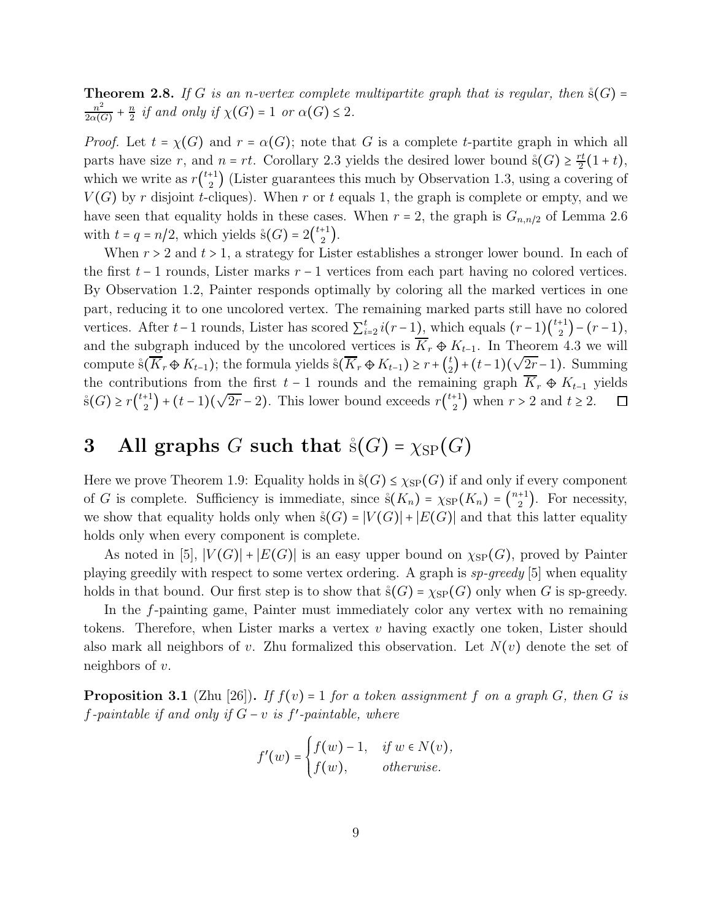**Theorem 2.8.** *If $G$ is an $n$-vertex complete multipartite graph that is regular, then $\mathring{s}(G) = \frac{n^2}{2\alpha(G)} + \frac{n}{2}$ if and only if $\chi(G) = 1$ or $\alpha(G) \le 2$.*

*Proof.* Let $t = \chi(G)$ and $r = \alpha(G)$; note that $G$ is a complete $t$-partite graph in which all parts have size $r$, and $n = rt$. Corollary 2.3 yields the desired lower bound $\mathring{s}(G) \ge \frac{rt}{2}(1+t)$, which we write as $r\binom{t+1}{2}$ (Lister guarantees this much by Observation 1.3, using a covering of $V(G)$ by $r$ disjoint $t$-cliques). When $r$ or $t$ equals 1, the graph is complete or empty, and we have seen that equality holds in these cases. When $r = 2$, the graph is $G_{n,n/2}$ of Lemma 2.6 with $t = q = n/2$, which yields $\mathring{s}(G) = 2\binom{t+1}{2}$.

When $r > 2$ and $t > 1$, a strategy for Lister establishes a stronger lower bound. In each of the first $t-1$ rounds, Lister marks $r-1$ vertices from each part having no colored vertices. By Observation 1.2, Painter responds optimally by coloring all the marked vertices in one part, reducing it to one uncolored vertex. The remaining marked parts still have no colored vertices. After $t-1$ rounds, Lister has scored $\sum_{i=2}^{t} i(r-1)$, which equals $(r-1)\binom{t+1}{2} - (r-1)$, and the subgraph induced by the uncolored vertices is $\overline{K}_r \oplus K_{t-1}$. In Theorem 4.3 we will compute $\mathring{s}(\overline{K}_r \oplus K_{t-1})$; the formula yields $\mathring{s}(\overline{K}_r \oplus K_{t-1}) \ge r + \binom{t}{2} + (t-1)(\sqrt{2r}-1)$. Summing the contributions from the first $t-1$ rounds and the remaining graph $\overline{K}_r \oplus K_{t-1}$ yields $\mathring{s}(G) \ge r\binom{t+1}{2} + (t-1)(\sqrt{2r}-2)$. This lower bound exceeds $r\binom{t+1}{2}$ when $r > 2$ and $t \ge 2$. $\square$

# 3 All graphs $G$ such that $\mathring{s}(G) = \chi_{\mathrm{SP}}(G)$

Here we prove Theorem 1.9: Equality holds in $\mathring{s}(G) \le \chi_{\mathrm{SP}}(G)$ if and only if every component of $G$ is complete. Sufficiency is immediate, since $\mathring{s}(K_n) = \chi_{\mathrm{SP}}(K_n) = \binom{n+1}{2}$. For necessity, we show that equality holds only when $\mathring{s}(G) = |V(G)| + |E(G)|$ and that this latter equality holds only when every component is complete.

As noted in [5], $|V(G)| + |E(G)|$ is an easy upper bound on $\chi_{\mathrm{SP}}(G)$, proved by Painter playing greedily with respect to some vertex ordering. A graph is *sp-greedy* [5] when equality holds in that bound. Our first step is to show that $\mathring{s}(G) = \chi_{\mathrm{SP}}(G)$ only when $G$ is sp-greedy.

In the $f$-painting game, Painter must immediately color any vertex with no remaining tokens. Therefore, when Lister marks a vertex $v$ having exactly one token, Lister should also mark all neighbors of $v$. Zhu formalized this observation. Let $N(v)$ denote the set of neighbors of $v$.

**Proposition 3.1** (Zhu [26])**.** *If $f(v) = 1$ for a token assignment $f$ on a graph $G$, then $G$ is $f$-paintable if and only if $G - v$ is $f'$-paintable, where*

$$f'(w) = \begin{cases} f(w) - 1, & \text{if } w \in N(v), \\ f(w), & \text{otherwise.} \end{cases}$$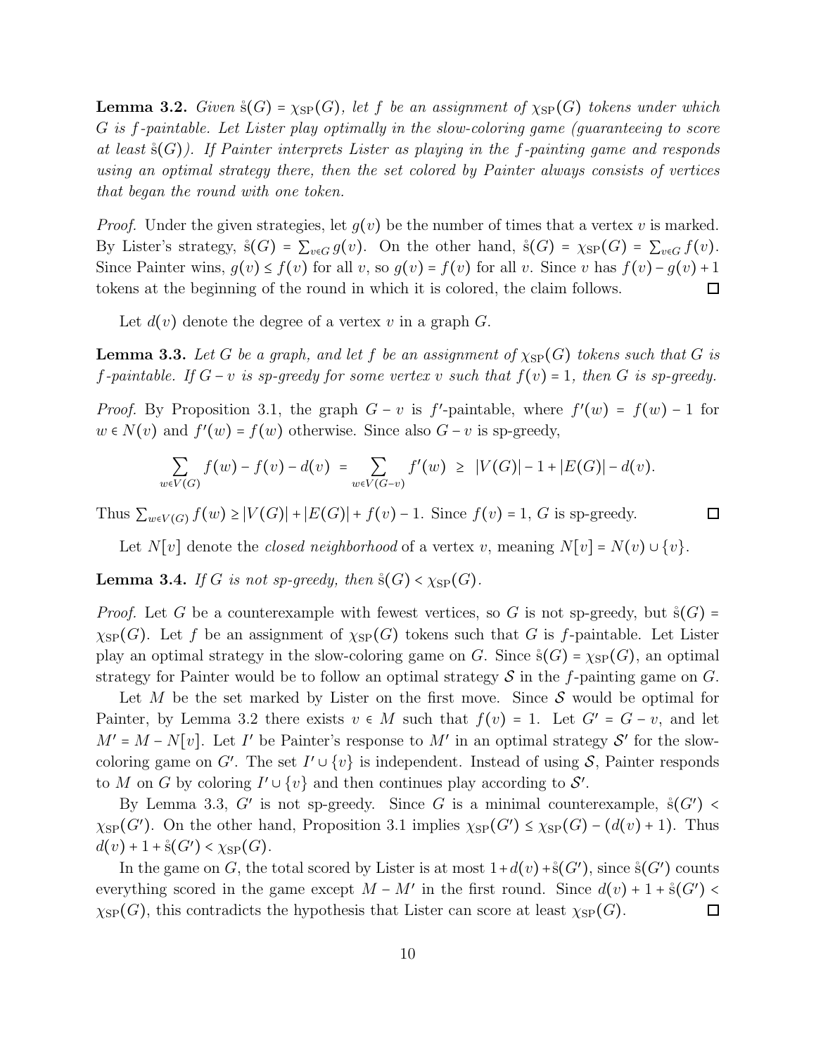**Lemma 3.2.** *Given $\mathring{s}(G) = \chi_{SP}(G)$, let $f$ be an assignment of $\chi_{SP}(G)$ tokens under which $G$ is $f$-paintable. Let Lister play optimally in the slow-coloring game (guaranteeing to score at least $\mathring{s}(G)$). If Painter interprets Lister as playing in the $f$-painting game and responds using an optimal strategy there, then the set colored by Painter always consists of vertices that began the round with one token.*

*Proof.* Under the given strategies, let $g(v)$ be the number of times that a vertex $v$ is marked. By Lister's strategy, $\mathring{s}(G) = \sum_{v \in G} g(v)$. On the other hand, $\mathring{s}(G) = \chi_{SP}(G) = \sum_{v \in G} f(v)$. Since Painter wins, $g(v) \le f(v)$ for all $v$, so $g(v) = f(v)$ for all $v$. Since $v$ has $f(v) - g(v) + 1$ tokens at the beginning of the round in which it is colored, the claim follows. ∎

Let $d(v)$ denote the degree of a vertex $v$ in a graph $G$.

**Lemma 3.3.** *Let $G$ be a graph, and let $f$ be an assignment of $\chi_{SP}(G)$ tokens such that $G$ is $f$-paintable. If $G - v$ is sp-greedy for some vertex $v$ such that $f(v) = 1$, then $G$ is sp-greedy.*

*Proof.* By Proposition 3.1, the graph $G - v$ is $f'$-paintable, where $f'(w) = f(w) - 1$ for $w \in N(v)$ and $f'(w) = f(w)$ otherwise. Since also $G - v$ is sp-greedy,

$$\sum_{w \in V(G)} f(w) - f(v) - d(v) = \sum_{w \in V(G-v)} f'(w) \ \ge\ |V(G)| - 1 + |E(G)| - d(v).$$

Thus $\sum_{w \in V(G)} f(w) \ge |V(G)| + |E(G)| + f(v) - 1$. Since $f(v) = 1$, $G$ is sp-greedy. ∎

Let $N[v]$ denote the *closed neighborhood* of a vertex $v$, meaning $N[v] = N(v) \cup \{v\}$.

**Lemma 3.4.** *If $G$ is not sp-greedy, then $\mathring{s}(G) < \chi_{SP}(G)$.*

*Proof.* Let $G$ be a counterexample with fewest vertices, so $G$ is not sp-greedy, but $\mathring{s}(G) = \chi_{SP}(G)$. Let $f$ be an assignment of $\chi_{SP}(G)$ tokens such that $G$ is $f$-paintable. Let Lister play an optimal strategy in the slow-coloring game on $G$. Since $\mathring{s}(G) = \chi_{SP}(G)$, an optimal strategy for Painter would be to follow an optimal strategy $\mathcal{S}$ in the $f$-painting game on $G$.

Let $M$ be the set marked by Lister on the first move. Since $\mathcal{S}$ would be optimal for Painter, by Lemma 3.2 there exists $v \in M$ such that $f(v) = 1$. Let $G' = G - v$, and let $M' = M - N[v]$. Let $I'$ be Painter's response to $M'$ in an optimal strategy $\mathcal{S}'$ for the slow-coloring game on $G'$. The set $I' \cup \{v\}$ is independent. Instead of using $\mathcal{S}$, Painter responds to $M$ on $G$ by coloring $I' \cup \{v\}$ and then continues play according to $\mathcal{S}'$.

By Lemma 3.3, $G'$ is not sp-greedy. Since $G$ is a minimal counterexample, $\mathring{s}(G') < \chi_{SP}(G')$. On the other hand, Proposition 3.1 implies $\chi_{SP}(G') \le \chi_{SP}(G) - (d(v) + 1)$. Thus $d(v) + 1 + \mathring{s}(G') < \chi_{SP}(G)$.

In the game on $G$, the total scored by Lister is at most $1 + d(v) + \mathring{s}(G')$, since $\mathring{s}(G')$ counts everything scored in the game except $M - M'$ in the first round. Since $d(v) + 1 + \mathring{s}(G') < \chi_{SP}(G)$, this contradicts the hypothesis that Lister can score at least $\chi_{SP}(G)$. ∎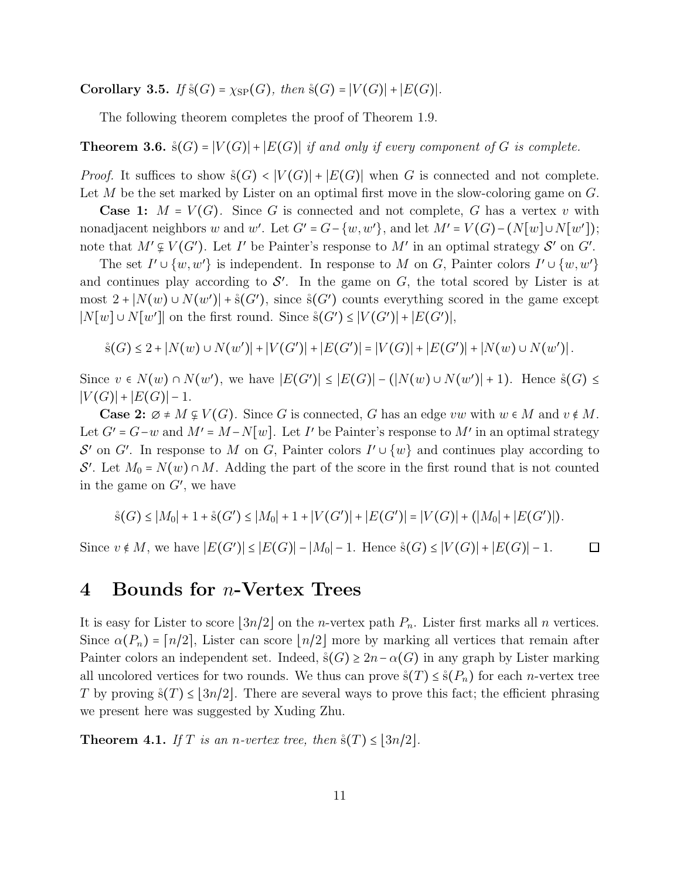**Corollary 3.5.** *If* $\mathring{s}(G) = \chi_{SP}(G)$*, then* $\mathring{s}(G) = |V(G)| + |E(G)|$.

The following theorem completes the proof of Theorem 1.9.

**Theorem 3.6.** $\mathring{s}(G) = |V(G)| + |E(G)|$ *if and only if every component of* $G$ *is complete.*

*Proof.* It suffices to show $\mathring{s}(G) < |V(G)| + |E(G)|$ when $G$ is connected and not complete. Let $M$ be the set marked by Lister on an optimal first move in the slow-coloring game on $G$.

**Case 1:** $M = V(G)$. Since $G$ is connected and not complete, $G$ has a vertex $v$ with nonadjacent neighbors $w$ and $w'$. Let $G' = G - \{w, w'\}$, and let $M' = V(G) - (N[w] \cup N[w'])$; note that $M' \subsetneq V(G')$. Let $I'$ be Painter's response to $M'$ in an optimal strategy $\mathcal{S}'$ on $G'$.

The set $I' \cup \{w, w'\}$ is independent. In response to $M$ on $G$, Painter colors $I' \cup \{w, w'\}$ and continues play according to $\mathcal{S}'$. In the game on $G$, the total scored by Lister is at most $2 + |N(w) \cup N(w')| + \mathring{s}(G')$, since $\mathring{s}(G')$ counts everything scored in the game except $|N[w] \cup N[w']|$ on the first round. Since $\mathring{s}(G') \le |V(G')| + |E(G')|$,

$$\mathring{s}(G) \le 2 + |N(w) \cup N(w')| + |V(G')| + |E(G')| = |V(G)| + |E(G')| + |N(w) \cup N(w')|.$$

Since $v \in N(w) \cap N(w')$, we have $|E(G')| \le |E(G)| - (|N(w) \cup N(w')| + 1)$. Hence $\mathring{s}(G) \le |V(G)| + |E(G)| - 1$.

**Case 2:** $\varnothing \ne M \subsetneq V(G)$. Since $G$ is connected, $G$ has an edge $vw$ with $w \in M$ and $v \notin M$. Let $G' = G - w$ and $M' = M - N[w]$. Let $I'$ be Painter's response to $M'$ in an optimal strategy $\mathcal{S}'$ on $G'$. In response to $M$ on $G$, Painter colors $I' \cup \{w\}$ and continues play according to $\mathcal{S}'$. Let $M_0 = N(w) \cap M$. Adding the part of the score in the first round that is not counted in the game on $G'$, we have

$$\mathring{s}(G) \le |M_0| + 1 + \mathring{s}(G') \le |M_0| + 1 + |V(G')| + |E(G')| = |V(G)| + (|M_0| + |E(G')|).$$

Since $v \notin M$, we have $|E(G')| \le |E(G)| - |M_0| - 1$. Hence $\mathring{s}(G) \le |V(G)| + |E(G)| - 1$. $\square$

# 4 Bounds for $n$-Vertex Trees

It is easy for Lister to score $\lfloor 3n/2 \rfloor$ on the $n$-vertex path $P_n$. Lister first marks all $n$ vertices. Since $\alpha(P_n) = \lceil n/2 \rceil$, Lister can score $\lfloor n/2 \rfloor$ more by marking all vertices that remain after Painter colors an independent set. Indeed, $\mathring{s}(G) \ge 2n - \alpha(G)$ in any graph by Lister marking all uncolored vertices for two rounds. We thus can prove $\mathring{s}(T) \le \mathring{s}(P_n)$ for each $n$-vertex tree $T$ by proving $\mathring{s}(T) \le \lfloor 3n/2 \rfloor$. There are several ways to prove this fact; the efficient phrasing we present here was suggested by Xuding Zhu.

**Theorem 4.1.** *If* $T$ *is an* $n$*-vertex tree, then* $\mathring{s}(T) \le \lfloor 3n/2 \rfloor$.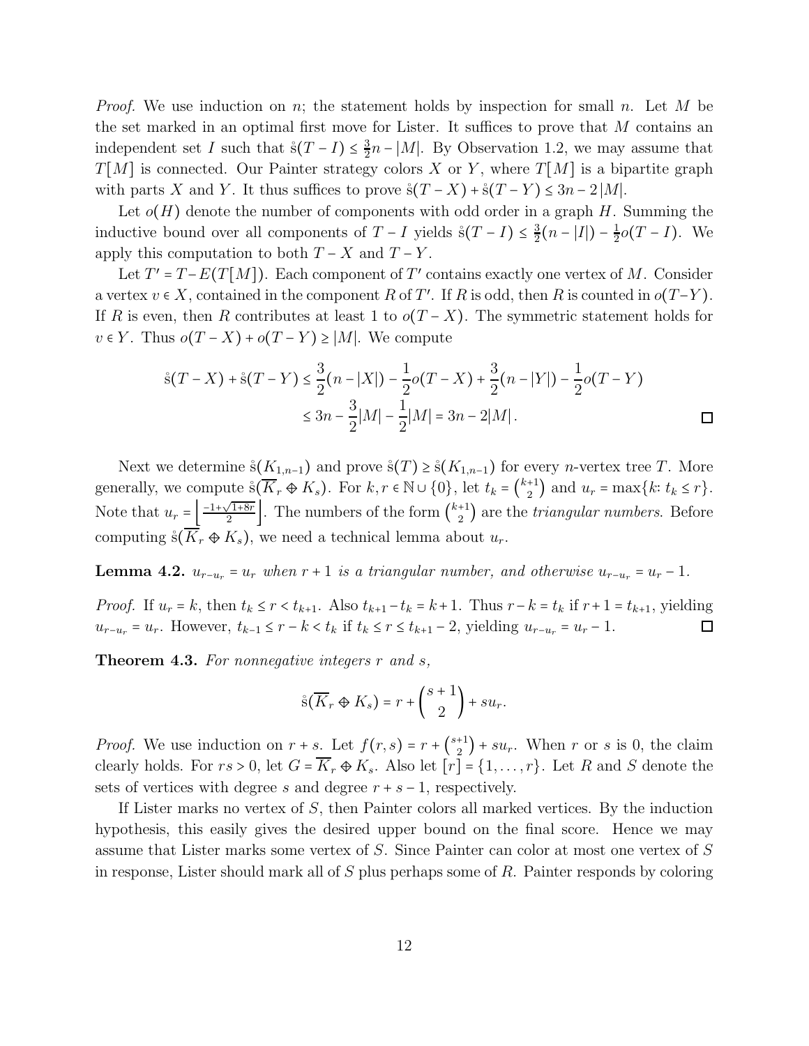*Proof.* We use induction on $n$; the statement holds by inspection for small $n$. Let $M$ be the set marked in an optimal first move for Lister. It suffices to prove that $M$ contains an independent set $I$ such that $\mathring{s}(T - I) \le \frac{3}{2}n - |M|$. By Observation 1.2, we may assume that $T[M]$ is connected. Our Painter strategy colors $X$ or $Y$, where $T[M]$ is a bipartite graph with parts $X$ and $Y$. It thus suffices to prove $\mathring{s}(T - X) + \mathring{s}(T - Y) \le 3n - 2|M|$.

Let $o(H)$ denote the number of components with odd order in a graph $H$. Summing the inductive bound over all components of $T - I$ yields $\mathring{s}(T - I) \le \frac{3}{2}(n - |I|) - \frac{1}{2}o(T - I)$. We apply this computation to both $T - X$ and $T - Y$.

Let $T' = T - E(T[M])$. Each component of $T'$ contains exactly one vertex of $M$. Consider a vertex $v \in X$, contained in the component $R$ of $T'$. If $R$ is odd, then $R$ is counted in $o(T - Y)$. If $R$ is even, then $R$ contributes at least 1 to $o(T - X)$. The symmetric statement holds for $v \in Y$. Thus $o(T - X) + o(T - Y) \ge |M|$. We compute

$$\begin{aligned}
\mathring{s}(T - X) + \mathring{s}(T - Y) &\le \frac{3}{2}(n - |X|) - \frac{1}{2}o(T - X) + \frac{3}{2}(n - |Y|) - \frac{1}{2}o(T - Y) \\
&\le 3n - \frac{3}{2}|M| - \frac{1}{2}|M| = 3n - 2|M|.
\end{aligned}$$

□

Next we determine $\mathring{s}(K_{1,n-1})$ and prove $\mathring{s}(T) \ge \mathring{s}(K_{1,n-1})$ for every $n$-vertex tree $T$. More generally, we compute $\mathring{s}(\overline{K}_r \oplus K_s)$. For $k, r \in \mathbb{N} \cup \{0\}$, let $t_k = \binom{k+1}{2}$ and $u_r = \max\{k \colon t_k \le r\}$. Note that $u_r = \left\lfloor \frac{-1+\sqrt{1+8r}}{2} \right\rfloor$. The numbers of the form $\binom{k+1}{2}$ are the *triangular numbers*. Before computing $\mathring{s}(\overline{K}_r \oplus K_s)$, we need a technical lemma about $u_r$.

**Lemma 4.2.** *$u_{r-u_r} = u_r$ when $r+1$ is a triangular number, and otherwise $u_{r-u_r} = u_r - 1$.*

*Proof.* If $u_r = k$, then $t_k \le r < t_{k+1}$. Also $t_{k+1} - t_k = k + 1$. Thus $r - k = t_k$ if $r + 1 = t_{k+1}$, yielding $u_{r-u_r} = u_r$. However, $t_{k-1} \le r - k < t_k$ if $t_k \le r \le t_{k+1} - 2$, yielding $u_{r-u_r} = u_r - 1$. □

**Theorem 4.3.** *For nonnegative integers $r$ and $s$,*

$$\mathring{s}(\overline{K}_r \oplus K_s) = r + \binom{s+1}{2} + s u_r.$$

*Proof.* We use induction on $r + s$. Let $f(r, s) = r + \binom{s+1}{2} + s u_r$. When $r$ or $s$ is 0, the claim clearly holds. For $rs > 0$, let $G = \overline{K}_r \oplus K_s$. Also let $[r] = \{1, \ldots, r\}$. Let $R$ and $S$ denote the sets of vertices with degree $s$ and degree $r + s - 1$, respectively.

If Lister marks no vertex of $S$, then Painter colors all marked vertices. By the induction hypothesis, this easily gives the desired upper bound on the final score. Hence we may assume that Lister marks some vertex of $S$. Since Painter can color at most one vertex of $S$ in response, Lister should mark all of $S$ plus perhaps some of $R$. Painter responds by coloring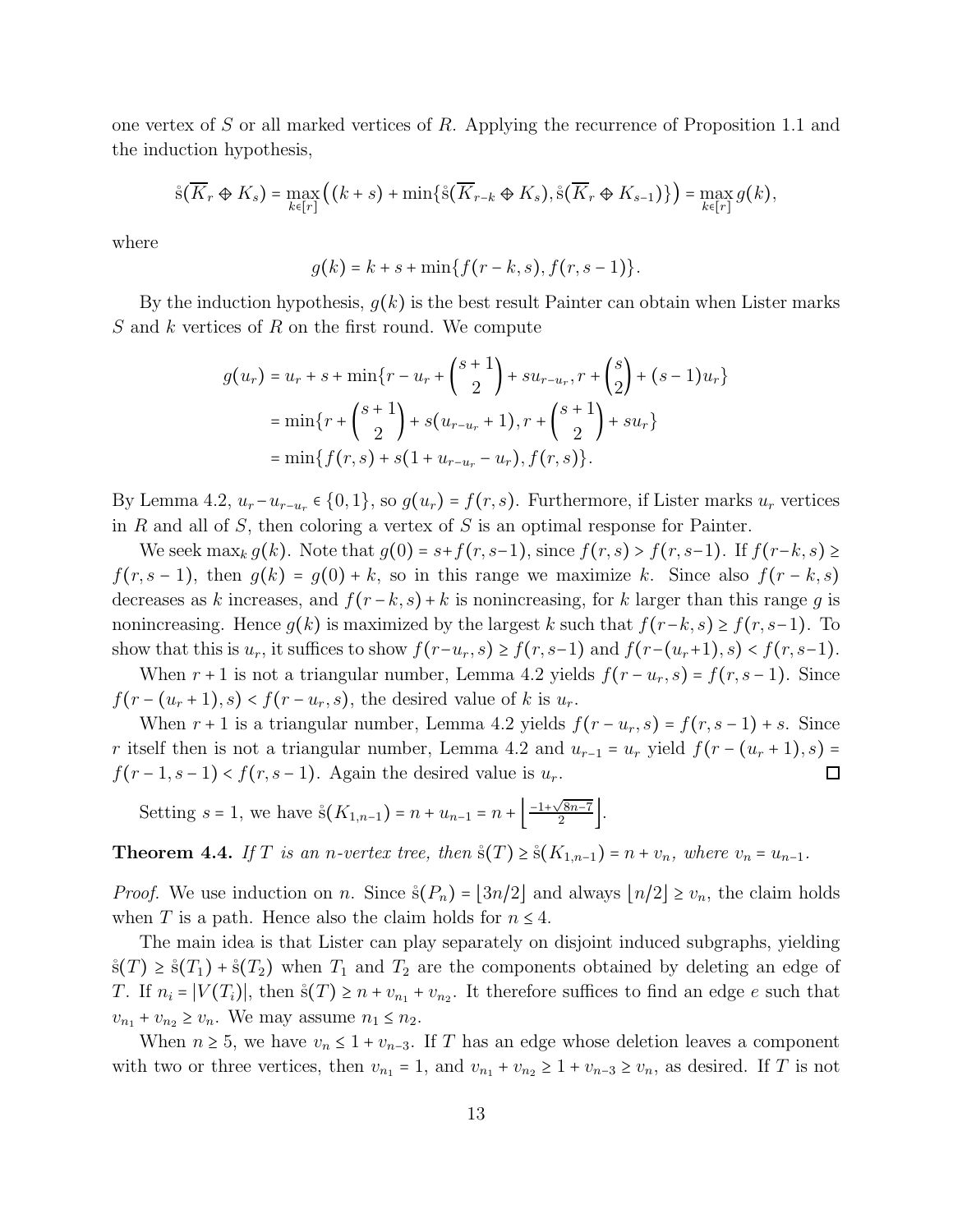one vertex of $S$ or all marked vertices of $R$. Applying the recurrence of Proposition 1.1 and the induction hypothesis,

$$\mathring{s}(\overline{K}_r \oplus K_s) = \max_{k\in[r]}\big((k+s) + \min\{\mathring{s}(\overline{K}_{r-k} \oplus K_s), \mathring{s}(\overline{K}_r \oplus K_{s-1})\}\big) = \max_{k\in[r]} g(k),$$

where

$$g(k) = k + s + \min\{f(r-k,s), f(r,s-1)\}.$$

By the induction hypothesis, $g(k)$ is the best result Painter can obtain when Lister marks $S$ and $k$ vertices of $R$ on the first round. We compute

$$\begin{aligned} g(u_r) &= u_r + s + \min\{r - u_r + \binom{s+1}{2} + su_{r-u_r}, r + \binom{s}{2} + (s-1)u_r\} \\ &= \min\{r + \binom{s+1}{2} + s(u_{r-u_r}+1), r + \binom{s+1}{2} + su_r\} \\ &= \min\{f(r,s) + s(1 + u_{r-u_r} - u_r), f(r,s)\}. \end{aligned}$$

By Lemma 4.2, $u_r - u_{r-u_r} \in \{0,1\}$, so $g(u_r) = f(r,s)$. Furthermore, if Lister marks $u_r$ vertices in $R$ and all of $S$, then coloring a vertex of $S$ is an optimal response for Painter.

We seek $\max_k g(k)$. Note that $g(0) = s + f(r,s-1)$, since $f(r,s) > f(r,s-1)$. If $f(r-k,s) \geq f(r,s-1)$, then $g(k) = g(0) + k$, so in this range we maximize $k$. Since also $f(r-k,s)$ decreases as $k$ increases, and $f(r-k,s)+k$ is nonincreasing, for $k$ larger than this range $g$ is nonincreasing. Hence $g(k)$ is maximized by the largest $k$ such that $f(r-k,s) \geq f(r,s-1)$. To show that this is $u_r$, it suffices to show $f(r-u_r,s) \geq f(r,s-1)$ and $f(r-(u_r+1),s) < f(r,s-1)$.

When $r+1$ is not a triangular number, Lemma 4.2 yields $f(r-u_r,s) = f(r,s-1)$. Since $f(r-(u_r+1),s) < f(r-u_r,s)$, the desired value of $k$ is $u_r$.

When $r+1$ is a triangular number, Lemma 4.2 yields $f(r-u_r,s) = f(r,s-1)+s$. Since $r$ itself then is not a triangular number, Lemma 4.2 and $u_{r-1} = u_r$ yield $f(r-(u_r+1),s) = f(r-1,s-1) < f(r,s-1)$. Again the desired value is $u_r$. □

Setting $s=1$, we have $\mathring{s}(K_{1,n-1}) = n + u_{n-1} = n + \left\lfloor \frac{-1+\sqrt{8n-7}}{2} \right\rfloor$.

**Theorem 4.4.** *If $T$ is an $n$-vertex tree, then $\mathring{s}(T) \geq \mathring{s}(K_{1,n-1}) = n + v_n$, where $v_n = u_{n-1}$.*

*Proof.* We use induction on $n$. Since $\mathring{s}(P_n) = \lfloor 3n/2 \rfloor$ and always $\lfloor n/2 \rfloor \geq v_n$, the claim holds when $T$ is a path. Hence also the claim holds for $n \leq 4$.

The main idea is that Lister can play separately on disjoint induced subgraphs, yielding $\mathring{s}(T) \geq \mathring{s}(T_1) + \mathring{s}(T_2)$ when $T_1$ and $T_2$ are the components obtained by deleting an edge of $T$. If $n_i = |V(T_i)|$, then $\mathring{s}(T) \geq n + v_{n_1} + v_{n_2}$. It therefore suffices to find an edge $e$ such that $v_{n_1} + v_{n_2} \geq v_n$. We may assume $n_1 \leq n_2$.

When $n \geq 5$, we have $v_n \leq 1 + v_{n-3}$. If $T$ has an edge whose deletion leaves a component with two or three vertices, then $v_{n_1} = 1$, and $v_{n_1} + v_{n_2} \geq 1 + v_{n-3} \geq v_n$, as desired. If $T$ is not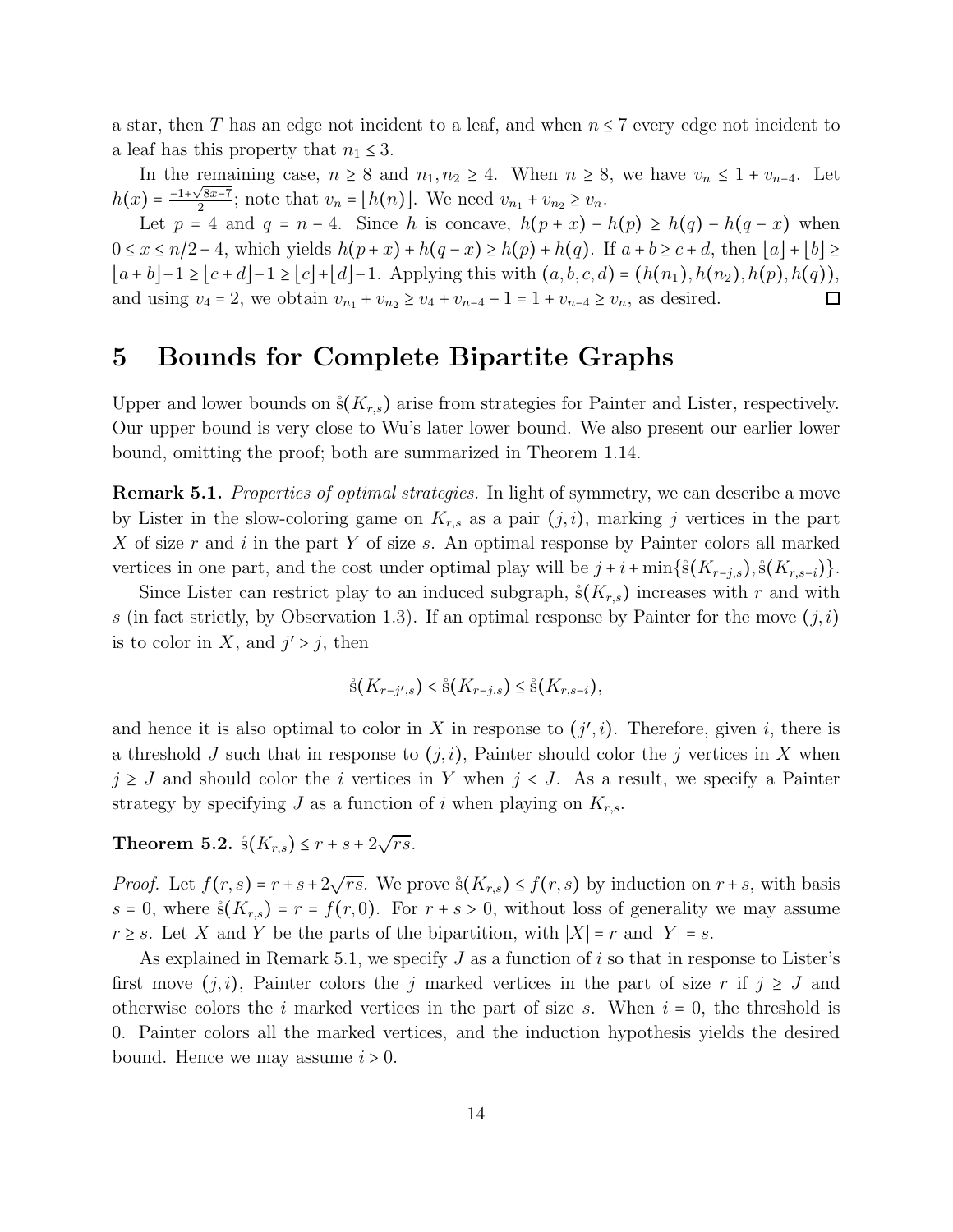a star, then $T$ has an edge not incident to a leaf, and when $n \le 7$ every edge not incident to a leaf has this property that $n_1 \le 3$.

In the remaining case, $n \ge 8$ and $n_1, n_2 \ge 4$. When $n \ge 8$, we have $v_n \le 1 + v_{n-4}$. Let $h(x) = \frac{-1+\sqrt{8x-7}}{2}$; note that $v_n = \lfloor h(n) \rfloor$. We need $v_{n_1} + v_{n_2} \ge v_n$.

Let $p = 4$ and $q = n - 4$. Since $h$ is concave, $h(p + x) - h(p) \ge h(q) - h(q - x)$ when $0 \le x \le n/2 - 4$, which yields $h(p + x) + h(q - x) \ge h(p) + h(q)$. If $a + b \ge c + d$, then $\lfloor a \rfloor + \lfloor b \rfloor \ge \lfloor a + b \rfloor - 1 \ge \lfloor c + d \rfloor - 1 \ge \lfloor c \rfloor + \lfloor d \rfloor - 1$. Applying this with $(a, b, c, d) = (h(n_1), h(n_2), h(p), h(q))$, and using $v_4 = 2$, we obtain $v_{n_1} + v_{n_2} \ge v_4 + v_{n-4} - 1 = 1 + v_{n-4} \ge v_n$, as desired. □

# 5 Bounds for Complete Bipartite Graphs

Upper and lower bounds on $\mathring{s}(K_{r,s})$ arise from strategies for Painter and Lister, respectively. Our upper bound is very close to Wu's later lower bound. We also present our earlier lower bound, omitting the proof; both are summarized in Theorem 1.14.

**Remark 5.1.** *Properties of optimal strategies.* In light of symmetry, we can describe a move by Lister in the slow-coloring game on $K_{r,s}$ as a pair $(j, i)$, marking $j$ vertices in the part $X$ of size $r$ and $i$ in the part $Y$ of size $s$. An optimal response by Painter colors all marked vertices in one part, and the cost under optimal play will be $j + i + \min\{\mathring{s}(K_{r-j,s}), \mathring{s}(K_{r,s-i})\}$.

Since Lister can restrict play to an induced subgraph, $\mathring{s}(K_{r,s})$ increases with $r$ and with $s$ (in fact strictly, by Observation 1.3). If an optimal response by Painter for the move $(j, i)$ is to color in $X$, and $j' > j$, then

$$\mathring{s}(K_{r-j',s}) < \mathring{s}(K_{r-j,s}) \le \mathring{s}(K_{r,s-i}),$$

and hence it is also optimal to color in $X$ in response to $(j', i)$. Therefore, given $i$, there is a threshold $J$ such that in response to $(j, i)$, Painter should color the $j$ vertices in $X$ when $j \ge J$ and should color the $i$ vertices in $Y$ when $j < J$. As a result, we specify a Painter strategy by specifying $J$ as a function of $i$ when playing on $K_{r,s}$.

**Theorem 5.2.** $\mathring{s}(K_{r,s}) \le r + s + 2\sqrt{rs}$.

*Proof.* Let $f(r, s) = r + s + 2\sqrt{rs}$. We prove $\mathring{s}(K_{r,s}) \le f(r, s)$ by induction on $r + s$, with basis $s = 0$, where $\mathring{s}(K_{r,s}) = r = f(r, 0)$. For $r + s > 0$, without loss of generality we may assume $r \ge s$. Let $X$ and $Y$ be the parts of the bipartition, with $|X| = r$ and $|Y| = s$.

As explained in Remark 5.1, we specify $J$ as a function of $i$ so that in response to Lister's first move $(j, i)$, Painter colors the $j$ marked vertices in the part of size $r$ if $j \ge J$ and otherwise colors the $i$ marked vertices in the part of size $s$. When $i = 0$, the threshold is 0. Painter colors all the marked vertices, and the induction hypothesis yields the desired bound. Hence we may assume $i > 0$.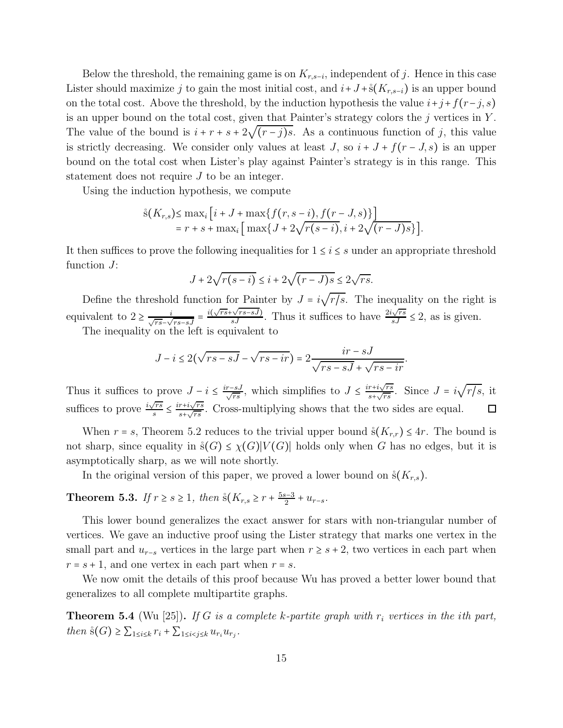Below the threshold, the remaining game is on $K_{r,s-i}$, independent of $j$. Hence in this case Lister should maximize $j$ to gain the most initial cost, and $i+J+\mathring{s}(K_{r,s-i})$ is an upper bound on the total cost. Above the threshold, by the induction hypothesis the value $i+j+f(r-j,s)$ is an upper bound on the total cost, given that Painter's strategy colors the $j$ vertices in $Y$. The value of the bound is $i+r+s+2\sqrt{(r-j)s}$. As a continuous function of $j$, this value is strictly decreasing. We consider only values at least $J$, so $i+J+f(r-J,s)$ is an upper bound on the total cost when Lister's play against Painter's strategy is in this range. This statement does not require $J$ to be an integer.

Using the induction hypothesis, we compute

$$
\begin{aligned}
\mathring{s}(K_{r,s}) &\leq \max_i \left[ i+J+\max\{f(r,s-i), f(r-J,s)\} \right] \\
&= r+s+\max_i \left[ \max\{J+2\sqrt{r(s-i)}, i+2\sqrt{(r-J)s}\} \right].
\end{aligned}
$$

It then suffices to prove the following inequalities for $1 \leq i \leq s$ under an appropriate threshold function $J$:

$$
J+2\sqrt{r(s-i)} \leq i+2\sqrt{(r-J)s} \leq 2\sqrt{rs}.
$$

Define the threshold function for Painter by $J = i\sqrt{r/s}$. The inequality on the right is equivalent to $2 \geq \frac{i}{\sqrt{rs}-\sqrt{rs-sJ}} = \frac{i(\sqrt{rs}+\sqrt{rs-sJ})}{sJ}$. Thus it suffices to have $\frac{2i\sqrt{rs}}{sJ} \leq 2$, as is given.

The inequality on the left is equivalent to

$$
J-i \leq 2(\sqrt{rs-sJ}-\sqrt{rs-ir}) = 2\frac{ir-sJ}{\sqrt{rs-sJ}+\sqrt{rs-ir}}.
$$

Thus it suffices to prove $J-i \leq \frac{ir-sJ}{\sqrt{rs}}$, which simplifies to $J \leq \frac{ir+i\sqrt{rs}}{s+\sqrt{rs}}$. Since $J = i\sqrt{r/s}$, it suffices to prove $\frac{i\sqrt{rs}}{s} \leq \frac{ir+i\sqrt{rs}}{s+\sqrt{rs}}$. Cross-multiplying shows that the two sides are equal. □

When $r=s$, Theorem 5.2 reduces to the trivial upper bound $\mathring{s}(K_{r,r}) \leq 4r$. The bound is not sharp, since equality in $\mathring{s}(G) \leq \chi(G)|V(G)|$ holds only when $G$ has no edges, but it is asymptotically sharp, as we will note shortly.

In the original version of this paper, we proved a lower bound on $\mathring{s}(K_{r,s})$.

**Theorem 5.3.** *If $r \geq s \geq 1$, then $\mathring{s}(K_{r,s} \geq r + \frac{5s-3}{2} + u_{r-s}$.*

This lower bound generalizes the exact answer for stars with non-triangular number of vertices. We gave an inductive proof using the Lister strategy that marks one vertex in the small part and $u_{r-s}$ vertices in the large part when $r \geq s+2$, two vertices in each part when $r = s+1$, and one vertex in each part when $r = s$.

We now omit the details of this proof because Wu has proved a better lower bound that generalizes to all complete multipartite graphs.

**Theorem 5.4** (Wu [25])**.** *If $G$ is a complete $k$-partite graph with $r_i$ vertices in the $i$th part, then $\mathring{s}(G) \geq \sum_{1\leq i\leq k} r_i + \sum_{1\leq i<j\leq k} u_{r_i}u_{r_j}$.*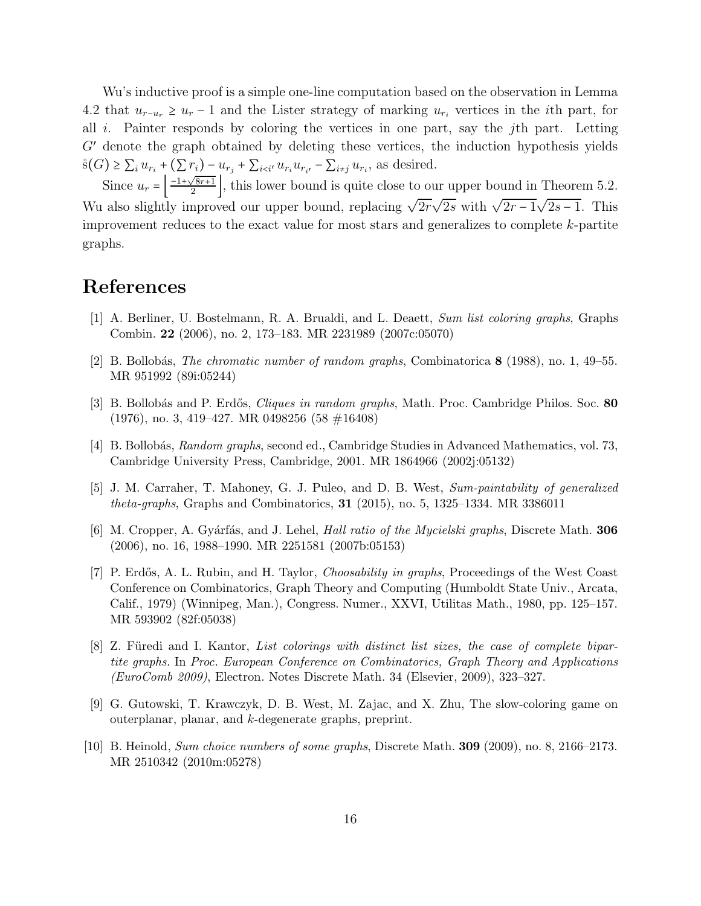Wu's inductive proof is a simple one-line computation based on the observation in Lemma 4.2 that $u_{r-u_r} \geq u_r - 1$ and the Lister strategy of marking $u_{r_i}$ vertices in the $i$th part, for all $i$. Painter responds by coloring the vertices in one part, say the $j$th part. Letting $G'$ denote the graph obtained by deleting these vertices, the induction hypothesis yields $\mathring{s}(G) \geq \sum_i u_{r_i} + (\sum r_i) - u_{r_j} + \sum_{i<i'} u_{r_i} u_{r_{i'}} - \sum_{i \neq j} u_{r_i}$, as desired.

Since $u_r = \left\lfloor \frac{-1+\sqrt{8r+1}}{2} \right\rfloor$, this lower bound is quite close to our upper bound in Theorem 5.2. Wu also slightly improved our upper bound, replacing $\sqrt{2r}\sqrt{2s}$ with $\sqrt{2r-1}\sqrt{2s-1}$. This improvement reduces to the exact value for most stars and generalizes to complete $k$-partite graphs.

# References

[1] A. Berliner, U. Bostelmann, R. A. Brualdi, and L. Deaett, *Sum list coloring graphs*, Graphs Combin. **22** (2006), no. 2, 173–183. MR 2231989 (2007c:05070)

[2] B. Bollobás, *The chromatic number of random graphs*, Combinatorica **8** (1988), no. 1, 49–55. MR 951992 (89i:05244)

[3] B. Bollobás and P. Erdős, *Cliques in random graphs*, Math. Proc. Cambridge Philos. Soc. **80** (1976), no. 3, 419–427. MR 0498256 (58 #16408)

[4] B. Bollobás, *Random graphs*, second ed., Cambridge Studies in Advanced Mathematics, vol. 73, Cambridge University Press, Cambridge, 2001. MR 1864966 (2002j:05132)

[5] J. M. Carraher, T. Mahoney, G. J. Puleo, and D. B. West, *Sum-paintability of generalized theta-graphs*, Graphs and Combinatorics, **31** (2015), no. 5, 1325–1334. MR 3386011

[6] M. Cropper, A. Gyárfás, and J. Lehel, *Hall ratio of the Mycielski graphs*, Discrete Math. **306** (2006), no. 16, 1988–1990. MR 2251581 (2007b:05153)

[7] P. Erdős, A. L. Rubin, and H. Taylor, *Choosability in graphs*, Proceedings of the West Coast Conference on Combinatorics, Graph Theory and Computing (Humboldt State Univ., Arcata, Calif., 1979) (Winnipeg, Man.), Congress. Numer., XXVI, Utilitas Math., 1980, pp. 125–157. MR 593902 (82f:05038)

[8] Z. Füredi and I. Kantor, *List colorings with distinct list sizes, the case of complete bipartite graphs.* In *Proc. European Conference on Combinatorics, Graph Theory and Applications (EuroComb 2009)*, Electron. Notes Discrete Math. 34 (Elsevier, 2009), 323–327.

[9] G. Gutowski, T. Krawczyk, D. B. West, M. Zajac, and X. Zhu, The slow-coloring game on outerplanar, planar, and $k$-degenerate graphs, preprint.

[10] B. Heinold, *Sum choice numbers of some graphs*, Discrete Math. **309** (2009), no. 8, 2166–2173. MR 2510342 (2010m:05278)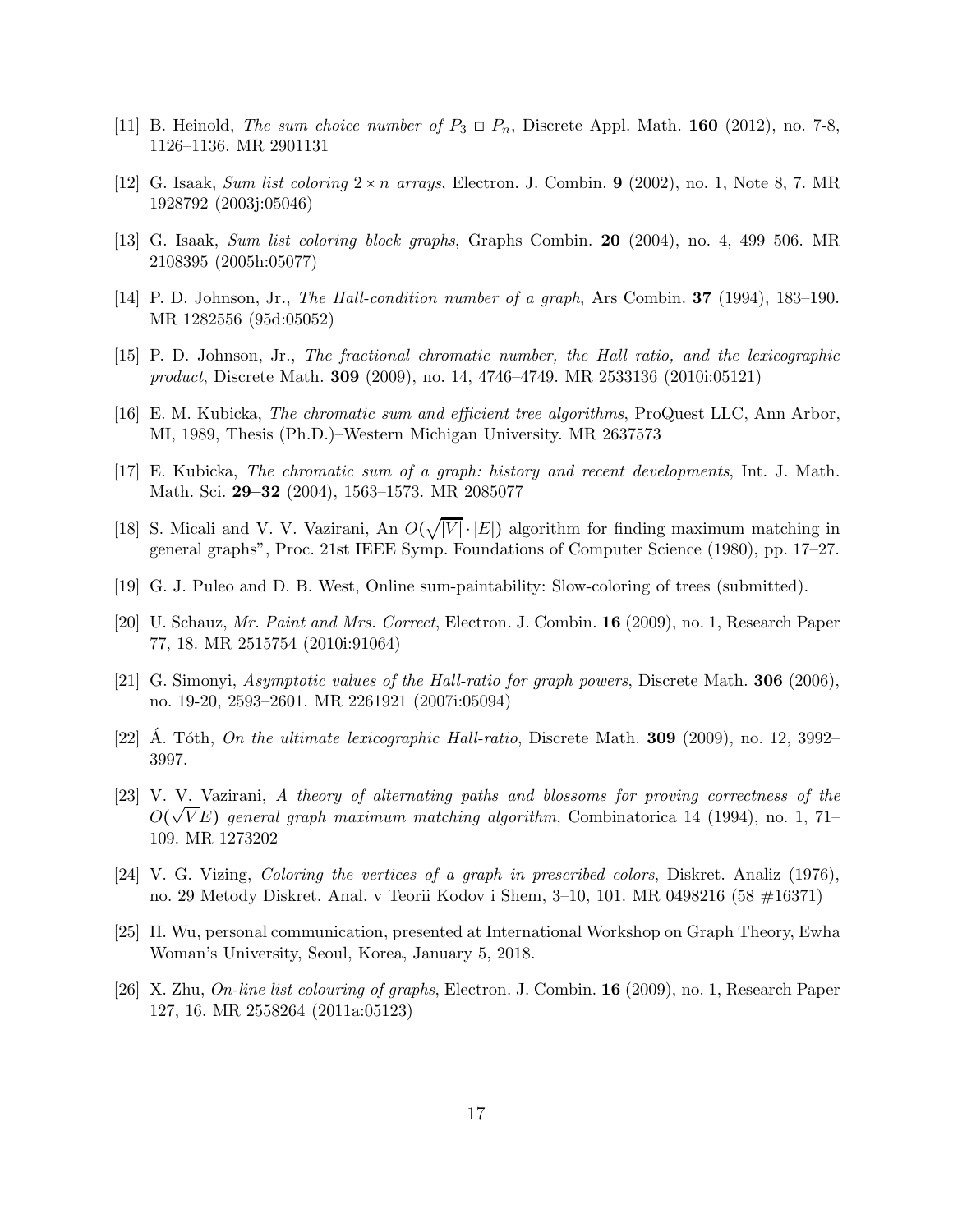[11] B. Heinold, *The sum choice number of $P_3 \square P_n$*, Discrete Appl. Math. **160** (2012), no. 7-8, 1126–1136. MR 2901131

[12] G. Isaak, *Sum list coloring $2 \times n$ arrays*, Electron. J. Combin. **9** (2002), no. 1, Note 8, 7. MR 1928792 (2003j:05046)

[13] G. Isaak, *Sum list coloring block graphs*, Graphs Combin. **20** (2004), no. 4, 499–506. MR 2108395 (2005h:05077)

[14] P. D. Johnson, Jr., *The Hall-condition number of a graph*, Ars Combin. **37** (1994), 183–190. MR 1282556 (95d:05052)

[15] P. D. Johnson, Jr., *The fractional chromatic number, the Hall ratio, and the lexicographic product*, Discrete Math. **309** (2009), no. 14, 4746–4749. MR 2533136 (2010i:05121)

[16] E. M. Kubicka, *The chromatic sum and efficient tree algorithms*, ProQuest LLC, Ann Arbor, MI, 1989, Thesis (Ph.D.)–Western Michigan University. MR 2637573

[17] E. Kubicka, *The chromatic sum of a graph: history and recent developments*, Int. J. Math. Math. Sci. **29–32** (2004), 1563–1573. MR 2085077

[18] S. Micali and V. V. Vazirani, An $O(\sqrt{|V|} \cdot |E|)$ algorithm for finding maximum matching in general graphs", Proc. 21st IEEE Symp. Foundations of Computer Science (1980), pp. 17–27.

[19] G. J. Puleo and D. B. West, Online sum-paintability: Slow-coloring of trees (submitted).

[20] U. Schauz, *Mr. Paint and Mrs. Correct*, Electron. J. Combin. **16** (2009), no. 1, Research Paper 77, 18. MR 2515754 (2010i:91064)

[21] G. Simonyi, *Asymptotic values of the Hall-ratio for graph powers*, Discrete Math. **306** (2006), no. 19-20, 2593–2601. MR 2261921 (2007i:05094)

[22] Á. Tóth, *On the ultimate lexicographic Hall-ratio*, Discrete Math. **309** (2009), no. 12, 3992–3997.

[23] V. V. Vazirani, *A theory of alternating paths and blossoms for proving correctness of the $O(\sqrt{V}E)$ general graph maximum matching algorithm*, Combinatorica 14 (1994), no. 1, 71–109. MR 1273202

[24] V. G. Vizing, *Coloring the vertices of a graph in prescribed colors*, Diskret. Analiz (1976), no. 29 Metody Diskret. Anal. v Teorii Kodov i Shem, 3–10, 101. MR 0498216 (58 #16371)

[25] H. Wu, personal communication, presented at International Workshop on Graph Theory, Ewha Woman's University, Seoul, Korea, January 5, 2018.

[26] X. Zhu, *On-line list colouring of graphs*, Electron. J. Combin. **16** (2009), no. 1, Research Paper 127, 16. MR 2558264 (2011a:05123)